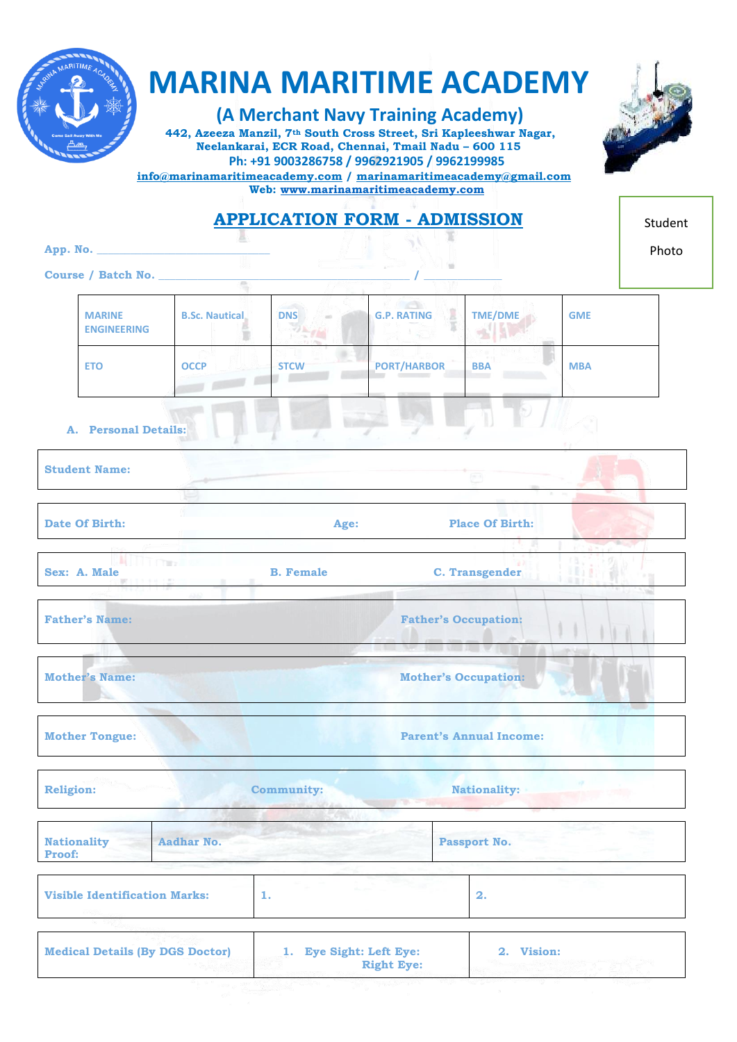# MARINA MARITIME ACADEMY

## (A Merchant Navy Training Academy)

**442, Azeeza Manzil, 7th South Cross Street, Sri Kapleeshwar Nagar, Neelankarai, ECR Road, Chennai, Tmail Nadu – 600 115**
**Ph: +91 9003286758 / 9962921905 / 9962199985**
**info@marinamaritimeacademy.com / marinamaritimeacademy@gmail.com**
**Web: www.marinamaritimeacademy.com**

## APPLICATION FORM - ADMISSION

Student Photo

**App. No.** ______________________________

**Course / Batch No.** ____________________________________________ / _____________

| MARINE ENGINEERING | B.Sc. Nautical | DNS | G.P. RATING | TME/DME | GME |
|---|---|---|---|---|---|
| ETO | OCCP | STCW | PORT/HARBOR | BBA | MBA |

**A. Personal Details:**

| **Student Name:** | | |
|---|---|---|
| **Date Of Birth:** | **Age:** | **Place Of Birth:** |
| **Sex: A. Male** | **B. Female** | **C. Transgender** |
| **Father's Name:** | | **Father's Occupation:** |
| **Mother's Name:** | | **Mother's Occupation:** |
| **Mother Tongue:** | | **Parent's Annual Income:** |
| **Religion:** | **Community:** | **Nationality:** |

| **Nationality Proof:** | **Aadhar No.** | **Passport No.** |
|---|---|---|
| **Visible Identification Marks:** | **1.** | **2.** |
| **Medical Details (By DGS Doctor)** | **1. Eye Sight: Left Eye: Right Eye:** | **2. Vision:** |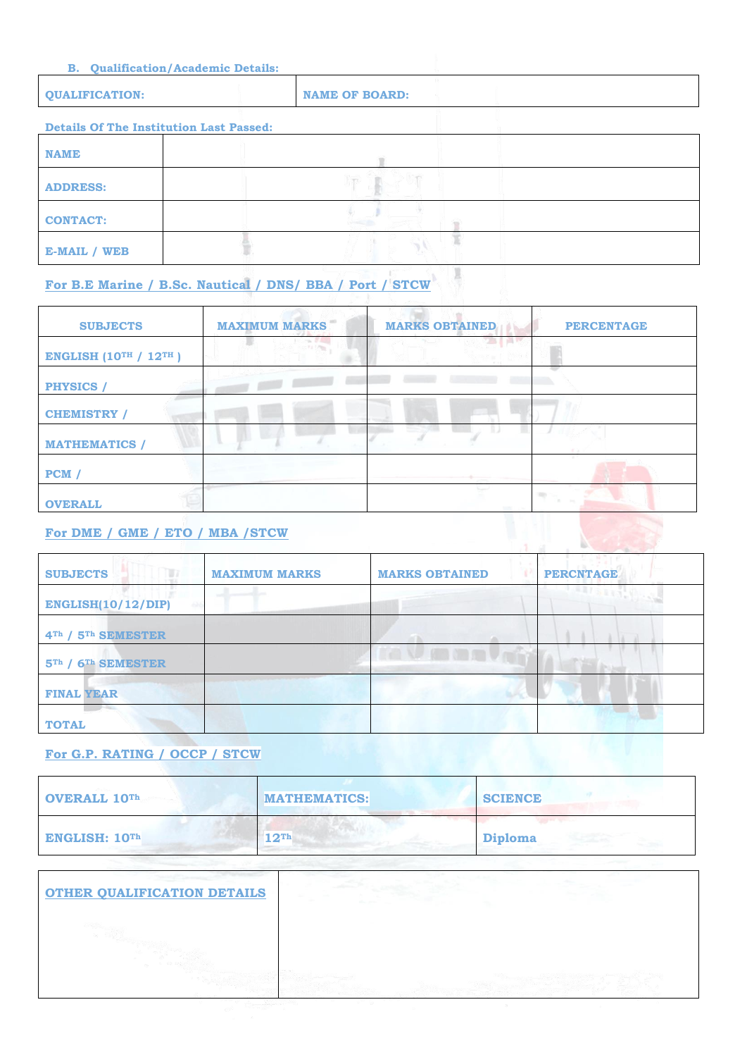**B. Qualification/Academic Details:**

| QUALIFICATION: | NAME OF BOARD: |
|---|---|

**Details Of The Institution Last Passed:**

| NAME | |
|---|---|
| ADDRESS: | |
| CONTACT: | |
| E-MAIL / WEB | |

**For B.E Marine / B.Sc. Nautical / DNS/ BBA / Port / STCW**

| SUBJECTS | MAXIMUM MARKS | MARKS OBTAINED | PERCENTAGE |
|---|---|---|---|
| ENGLISH (10TH / 12TH ) | | | |
| PHYSICS / | | | |
| CHEMISTRY / | | | |
| MATHEMATICS / | | | |
| PCM / | | | |
| OVERALL | | | |

**For DME / GME / ETO / MBA /STCW**

| SUBJECTS | MAXIMUM MARKS | MARKS OBTAINED | PERCNTAGE |
|---|---|---|---|
| ENGLISH(10/12/DIP) | | | |
| 4Th / 5Th SEMESTER | | | |
| 5Th / 6Th SEMESTER | | | |
| FINAL YEAR | | | |
| TOTAL | | | |

**For G.P. RATING / OCCP / STCW**

| OVERALL 10Th | MATHEMATICS: | SCIENCE |
|---|---|---|
| ENGLISH: 10Th | 12Th | Diploma |

| OTHER QUALIFICATION DETAILS | |
|---|---|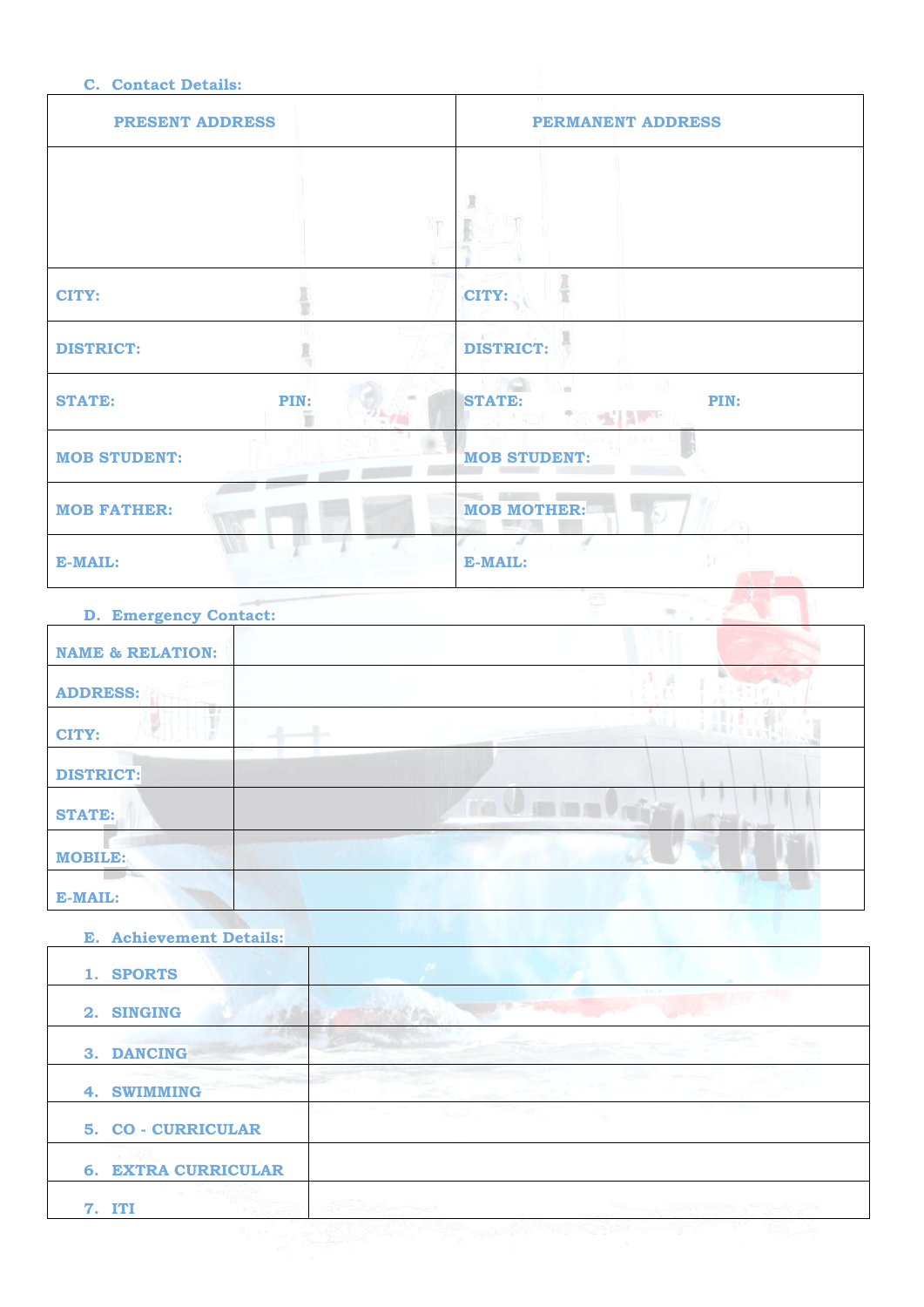C. Contact Details:

| PRESENT ADDRESS | | PERMANENT ADDRESS | |
|---|---|---|---|
| | | | |
| CITY: | | CITY: | |
| DISTRICT: | | DISTRICT: | |
| STATE: | PIN: | STATE: | PIN: |
| MOB STUDENT: | | MOB STUDENT: | |
| MOB FATHER: | | MOB MOTHER: | |
| E-MAIL: | | E-MAIL: | |

D. Emergency Contact:

| NAME & RELATION: | |
|---|---|
| ADDRESS: | |
| CITY: | |
| DISTRICT: | |
| STATE: | |
| MOBILE: | |
| E-MAIL: | |

E. Achievement Details:

| 1. SPORTS | |
|---|---|
| 2. SINGING | |
| 3. DANCING | |
| 4. SWIMMING | |
| 5. CO - CURRICULAR | |
| 6. EXTRA CURRICULAR | |
| 7. ITI | |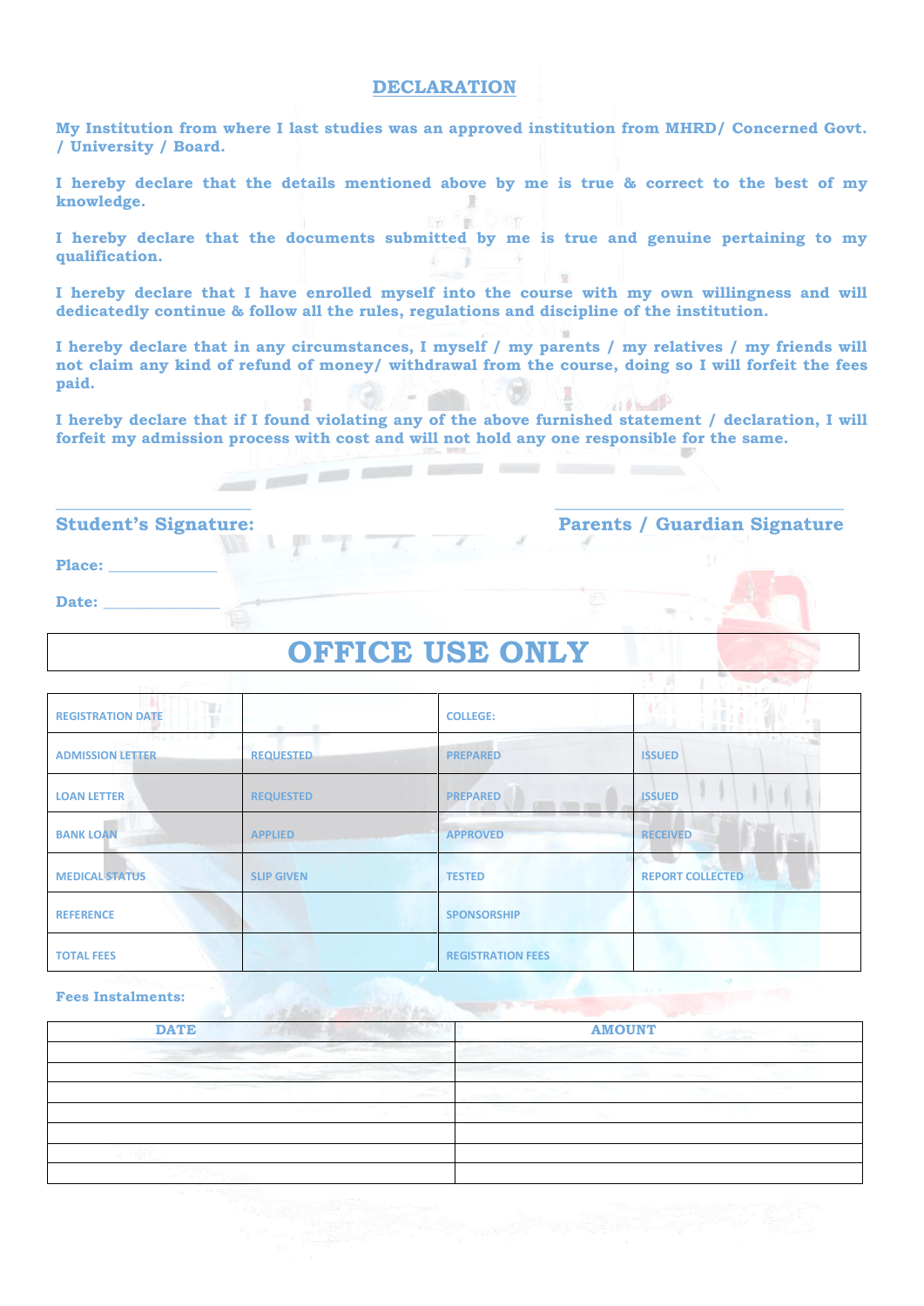## DECLARATION

**My Institution from where I last studies was an approved institution from MHRD/ Concerned Govt. / University / Board.**

**I hereby declare that the details mentioned above by me is true & correct to the best of my knowledge.**

**I hereby declare that the documents submitted by me is true and genuine pertaining to my qualification.**

**I hereby declare that I have enrolled myself into the course with my own willingness and will dedicatedly continue & follow all the rules, regulations and discipline of the institution.**

**I hereby declare that in any circumstances, I myself / my parents / my relatives / my friends will not claim any kind of refund of money/ withdrawal from the course, doing so I will forfeit the fees paid.**

**I hereby declare that if I found violating any of the above furnished statement / declaration, I will forfeit my admission process with cost and will not hold any one responsible for the same.**

**Student's Signature:** ____________________ **Parents / Guardian Signature** ____________________

**Place:** _______________

**Date:** _______________

# OFFICE USE ONLY

| | | | |
|---|---|---|---|
| REGISTRATION DATE | | COLLEGE: | |
| ADMISSION LETTER | REQUESTED | PREPARED | ISSUED |
| LOAN LETTER | REQUESTED | PREPARED | ISSUED |
| BANK LOAN | APPLIED | APPROVED | RECEIVED |
| MEDICAL STATUS | SLIP GIVEN | TESTED | REPORT COLLECTED |
| REFERENCE | | SPONSORSHIP | |
| TOTAL FEES | | REGISTRATION FEES | |

**Fees Instalments:**

| DATE | AMOUNT |
|---|---|
| | |
| | |
| | |
| | |
| | |
| | |
| | |